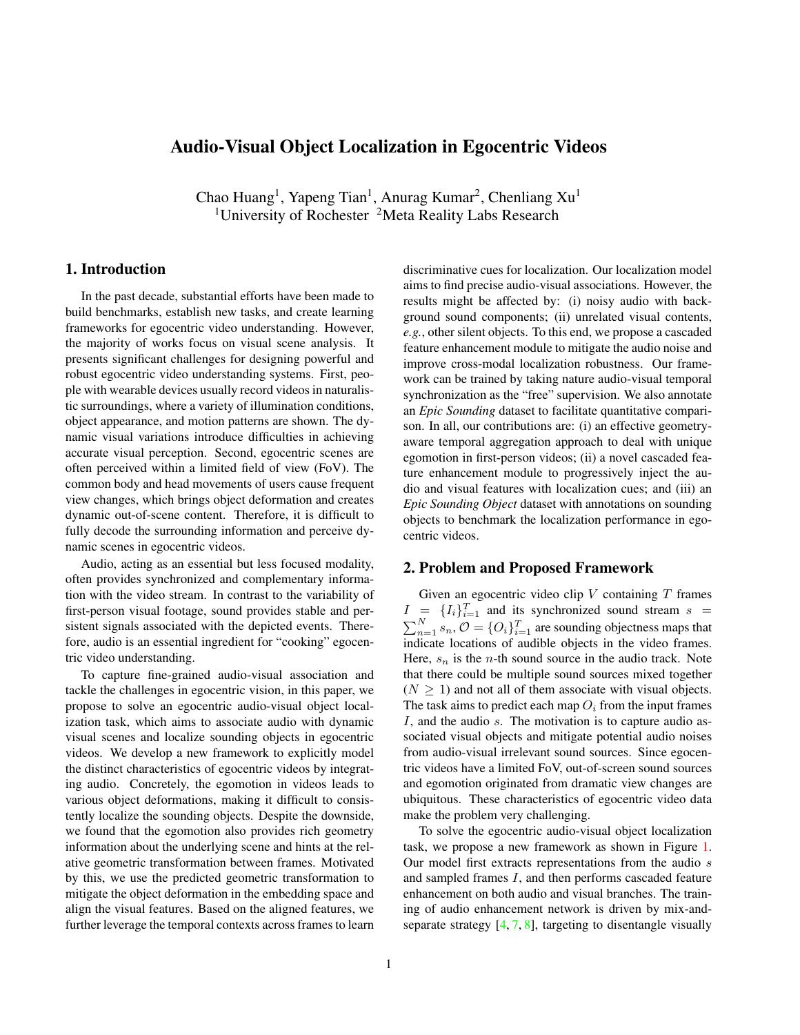# Audio-Visual Object Localization in Egocentric Videos

Chao Huang[1], Yapeng Tian[1], Anurag Kumar[2], Chenliang Xu[1]
[1]University of Rochester [2]Meta Reality Labs Research

## 1. Introduction

In the past decade, substantial efforts have been made to build benchmarks, establish new tasks, and create learning frameworks for egocentric video understanding. However, the majority of works focus on visual scene analysis. It presents significant challenges for designing powerful and robust egocentric video understanding systems. First, people with wearable devices usually record videos in naturalistic surroundings, where a variety of illumination conditions, object appearance, and motion patterns are shown. The dynamic visual variations introduce difficulties in achieving accurate visual perception. Second, egocentric scenes are often perceived within a limited field of view (FoV). The common body and head movements of users cause frequent view changes, which brings object deformation and creates dynamic out-of-scene content. Therefore, it is difficult to fully decode the surrounding information and perceive dynamic scenes in egocentric videos.

Audio, acting as an essential but less focused modality, often provides synchronized and complementary information with the video stream. In contrast to the variability of first-person visual footage, sound provides stable and persistent signals associated with the depicted events. Therefore, audio is an essential ingredient for "cooking" egocentric video understanding.

To capture fine-grained audio-visual association and tackle the challenges in egocentric vision, in this paper, we propose to solve an egocentric audio-visual object localization task, which aims to associate audio with dynamic visual scenes and localize sounding objects in egocentric videos. We develop a new framework to explicitly model the distinct characteristics of egocentric videos by integrating audio. Concretely, the egomotion in videos leads to various object deformations, making it difficult to consistently localize the sounding objects. Despite the downside, we found that the egomotion also provides rich geometry information about the underlying scene and hints at the relative geometric transformation between frames. Motivated by this, we use the predicted geometric transformation to mitigate the object deformation in the embedding space and align the visual features. Based on the aligned features, we further leverage the temporal contexts across frames to learn discriminative cues for localization. Our localization model aims to find precise audio-visual associations. However, the results might be affected by: (i) noisy audio with background sound components; (ii) unrelated visual contents, *e.g.*, other silent objects. To this end, we propose a cascaded feature enhancement module to mitigate the audio noise and improve cross-modal localization robustness. Our framework can be trained by taking nature audio-visual temporal synchronization as the "free" supervision. We also annotate an *Epic Sounding* dataset to facilitate quantitative comparison. In all, our contributions are: (i) an effective geometry-aware temporal aggregation approach to deal with unique egomotion in first-person videos; (ii) a novel cascaded feature enhancement module to progressively inject the audio and visual features with localization cues; and (iii) an *Epic Sounding Object* dataset with annotations on sounding objects to benchmark the localization performance in egocentric videos.

## 2. Problem and Proposed Framework

Given an egocentric video clip $V$ containing $T$ frames $I = \{I_i\}_{i=1}^{T}$ and its synchronized sound stream $s = \sum_{n=1}^{N} s_n$, $\mathcal{O} = \{O_i\}_{i=1}^{T}$ are sounding objectness maps that indicate locations of audible objects in the video frames. Here, $s_n$ is the $n$-th sound source in the audio track. Note that there could be multiple sound sources mixed together ($N \geq 1$) and not all of them associate with visual objects. The task aims to predict each map $O_i$ from the input frames $I$, and the audio $s$. The motivation is to capture audio associated visual objects and mitigate potential audio noises from audio-visual irrelevant sound sources. Since egocentric videos have a limited FoV, out-of-screen sound sources and egomotion originated from dramatic view changes are ubiquitous. These characteristics of egocentric video data make the problem very challenging.

To solve the egocentric audio-visual object localization task, we propose a new framework as shown in Figure 1. Our model first extracts representations from the audio $s$ and sampled frames $I$, and then performs cascaded feature enhancement on both audio and visual branches. The training of audio enhancement network is driven by mix-and-separate strategy [4, 7, 8], targeting to disentangle visually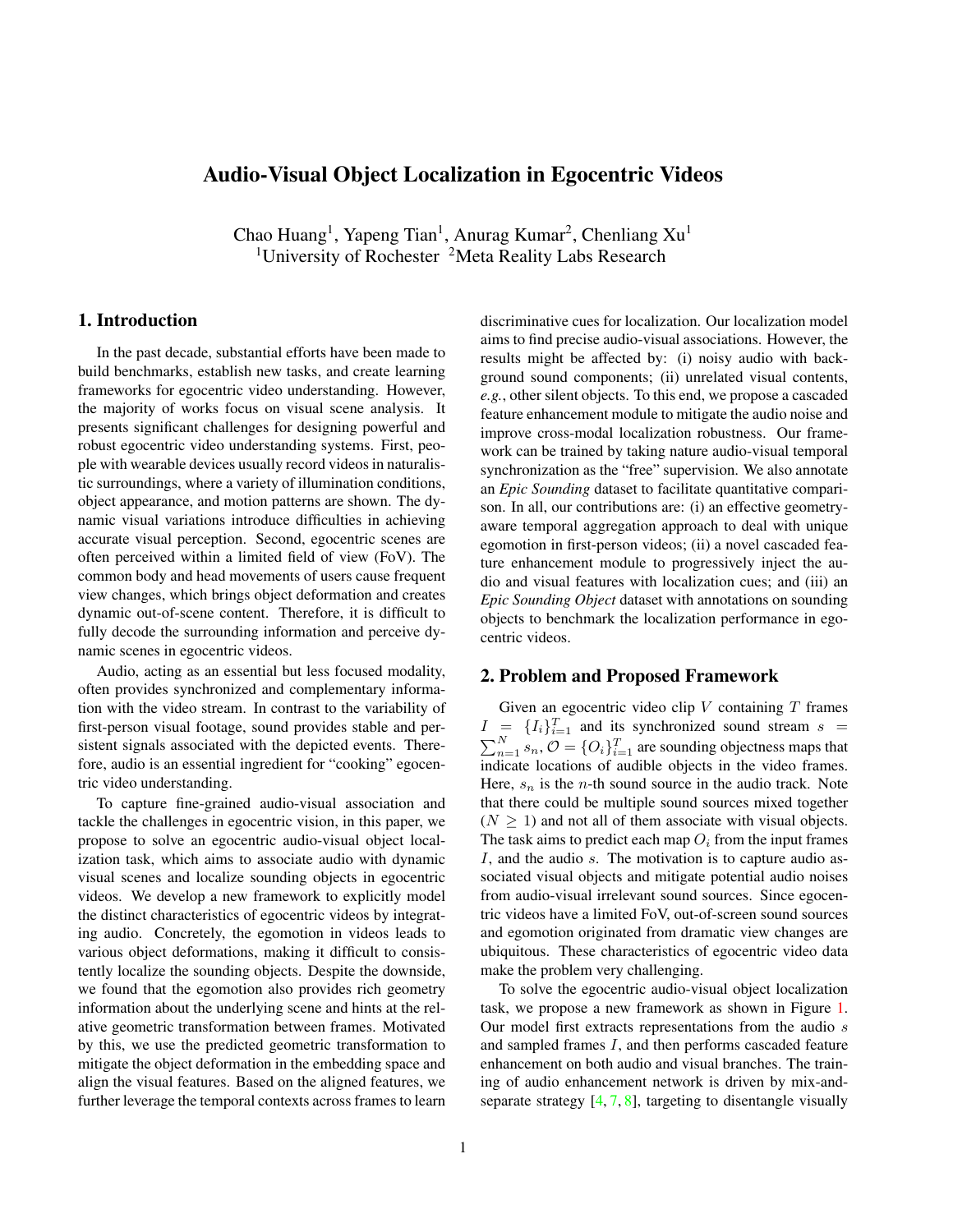# Audio-Visual Object Localization in Egocentric Videos

Chao Huang[1], Yapeng Tian[1], Anurag Kumar[2], Chenliang Xu[1]
[1]University of Rochester [2]Meta Reality Labs Research

## 1. Introduction

In the past decade, substantial efforts have been made to build benchmarks, establish new tasks, and create learning frameworks for egocentric video understanding. However, the majority of works focus on visual scene analysis. It presents significant challenges for designing powerful and robust egocentric video understanding systems. First, people with wearable devices usually record videos in naturalistic surroundings, where a variety of illumination conditions, object appearance, and motion patterns are shown. The dynamic visual variations introduce difficulties in achieving accurate visual perception. Second, egocentric scenes are often perceived within a limited field of view (FoV). The common body and head movements of users cause frequent view changes, which brings object deformation and creates dynamic out-of-scene content. Therefore, it is difficult to fully decode the surrounding information and perceive dynamic scenes in egocentric videos.

Audio, acting as an essential but less focused modality, often provides synchronized and complementary information with the video stream. In contrast to the variability of first-person visual footage, sound provides stable and persistent signals associated with the depicted events. Therefore, audio is an essential ingredient for "cooking" egocentric video understanding.

To capture fine-grained audio-visual association and tackle the challenges in egocentric vision, in this paper, we propose to solve an egocentric audio-visual object localization task, which aims to associate audio with dynamic visual scenes and localize sounding objects in egocentric videos. We develop a new framework to explicitly model the distinct characteristics of egocentric videos by integrating audio. Concretely, the egomotion in videos leads to various object deformations, making it difficult to consistently localize the sounding objects. Despite the downside, we found that the egomotion also provides rich geometry information about the underlying scene and hints at the relative geometric transformation between frames. Motivated by this, we use the predicted geometric transformation to mitigate the object deformation in the embedding space and align the visual features. Based on the aligned features, we further leverage the temporal contexts across frames to learn discriminative cues for localization. Our localization model aims to find precise audio-visual associations. However, the results might be affected by: (i) noisy audio with background sound components; (ii) unrelated visual contents, *e.g.*, other silent objects. To this end, we propose a cascaded feature enhancement module to mitigate the audio noise and improve cross-modal localization robustness. Our framework can be trained by taking nature audio-visual temporal synchronization as the "free" supervision. We also annotate an *Epic Sounding* dataset to facilitate quantitative comparison. In all, our contributions are: (i) an effective geometry-aware temporal aggregation approach to deal with unique egomotion in first-person videos; (ii) a novel cascaded feature enhancement module to progressively inject the audio and visual features with localization cues; and (iii) an *Epic Sounding Object* dataset with annotations on sounding objects to benchmark the localization performance in egocentric videos.

## 2. Problem and Proposed Framework

Given an egocentric video clip $V$ containing $T$ frames $I = \{I_i\}_{i=1}^{T}$ and its synchronized sound stream $s = \sum_{n=1}^{N} s_n$, $\mathcal{O} = \{O_i\}_{i=1}^{T}$ are sounding objectness maps that indicate locations of audible objects in the video frames. Here, $s_n$ is the $n$-th sound source in the audio track. Note that there could be multiple sound sources mixed together ($N \geq 1$) and not all of them associate with visual objects. The task aims to predict each map $O_i$ from the input frames $I$, and the audio $s$. The motivation is to capture audio associated visual objects and mitigate potential audio noises from audio-visual irrelevant sound sources. Since egocentric videos have a limited FoV, out-of-screen sound sources and egomotion originated from dramatic view changes are ubiquitous. These characteristics of egocentric video data make the problem very challenging.

To solve the egocentric audio-visual object localization task, we propose a new framework as shown in Figure 1. Our model first extracts representations from the audio $s$ and sampled frames $I$, and then performs cascaded feature enhancement on both audio and visual branches. The training of audio enhancement network is driven by mix-and-separate strategy [4, 7, 8], targeting to disentangle visually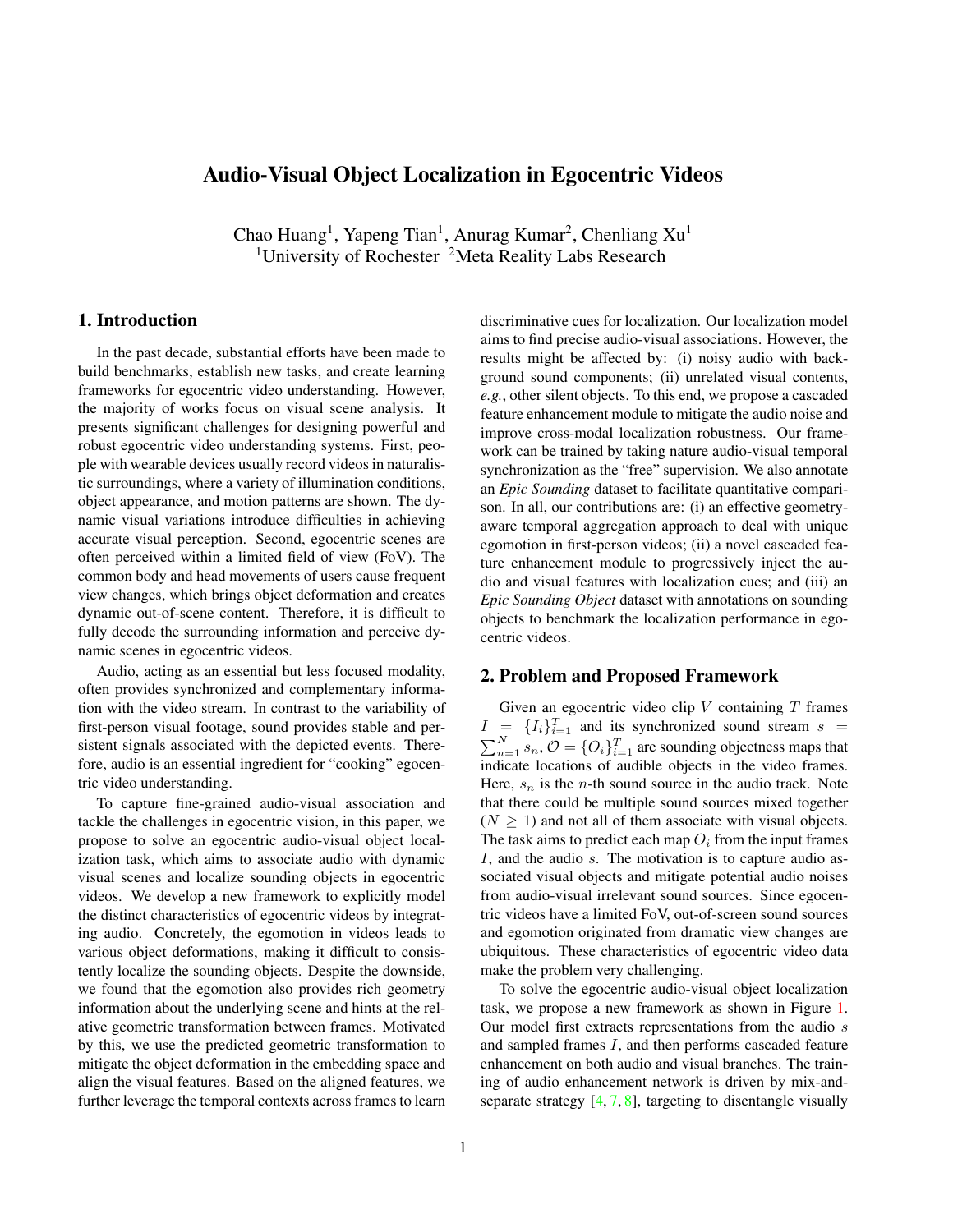# Audio-Visual Object Localization in Egocentric Videos

Chao Huang[1], Yapeng Tian[1], Anurag Kumar[2], Chenliang Xu[1]
[1]University of Rochester [2]Meta Reality Labs Research

## 1. Introduction

In the past decade, substantial efforts have been made to build benchmarks, establish new tasks, and create learning frameworks for egocentric video understanding. However, the majority of works focus on visual scene analysis. It presents significant challenges for designing powerful and robust egocentric video understanding systems. First, people with wearable devices usually record videos in naturalistic surroundings, where a variety of illumination conditions, object appearance, and motion patterns are shown. The dynamic visual variations introduce difficulties in achieving accurate visual perception. Second, egocentric scenes are often perceived within a limited field of view (FoV). The common body and head movements of users cause frequent view changes, which brings object deformation and creates dynamic out-of-scene content. Therefore, it is difficult to fully decode the surrounding information and perceive dynamic scenes in egocentric videos.

Audio, acting as an essential but less focused modality, often provides synchronized and complementary information with the video stream. In contrast to the variability of first-person visual footage, sound provides stable and persistent signals associated with the depicted events. Therefore, audio is an essential ingredient for "cooking" egocentric video understanding.

To capture fine-grained audio-visual association and tackle the challenges in egocentric vision, in this paper, we propose to solve an egocentric audio-visual object localization task, which aims to associate audio with dynamic visual scenes and localize sounding objects in egocentric videos. We develop a new framework to explicitly model the distinct characteristics of egocentric videos by integrating audio. Concretely, the egomotion in videos leads to various object deformations, making it difficult to consistently localize the sounding objects. Despite the downside, we found that the egomotion also provides rich geometry information about the underlying scene and hints at the relative geometric transformation between frames. Motivated by this, we use the predicted geometric transformation to mitigate the object deformation in the embedding space and align the visual features. Based on the aligned features, we further leverage the temporal contexts across frames to learn discriminative cues for localization. Our localization model aims to find precise audio-visual associations. However, the results might be affected by: (i) noisy audio with background sound components; (ii) unrelated visual contents, *e.g.*, other silent objects. To this end, we propose a cascaded feature enhancement module to mitigate the audio noise and improve cross-modal localization robustness. Our framework can be trained by taking nature audio-visual temporal synchronization as the "free" supervision. We also annotate an *Epic Sounding* dataset to facilitate quantitative comparison. In all, our contributions are: (i) an effective geometry-aware temporal aggregation approach to deal with unique egomotion in first-person videos; (ii) a novel cascaded feature enhancement module to progressively inject the audio and visual features with localization cues; and (iii) an *Epic Sounding Object* dataset with annotations on sounding objects to benchmark the localization performance in egocentric videos.

## 2. Problem and Proposed Framework

Given an egocentric video clip $V$ containing $T$ frames $I = \{I_i\}_{i=1}^{T}$ and its synchronized sound stream $s = \sum_{n=1}^{N} s_n$, $\mathcal{O} = \{O_i\}_{i=1}^{T}$ are sounding objectness maps that indicate locations of audible objects in the video frames. Here, $s_n$ is the $n$-th sound source in the audio track. Note that there could be multiple sound sources mixed together ($N \geq 1$) and not all of them associate with visual objects. The task aims to predict each map $O_i$ from the input frames $I$, and the audio $s$. The motivation is to capture audio associated visual objects and mitigate potential audio noises from audio-visual irrelevant sound sources. Since egocentric videos have a limited FoV, out-of-screen sound sources and egomotion originated from dramatic view changes are ubiquitous. These characteristics of egocentric video data make the problem very challenging.

To solve the egocentric audio-visual object localization task, we propose a new framework as shown in Figure 1. Our model first extracts representations from the audio $s$ and sampled frames $I$, and then performs cascaded feature enhancement on both audio and visual branches. The training of audio enhancement network is driven by mix-and-separate strategy [4, 7, 8], targeting to disentangle visually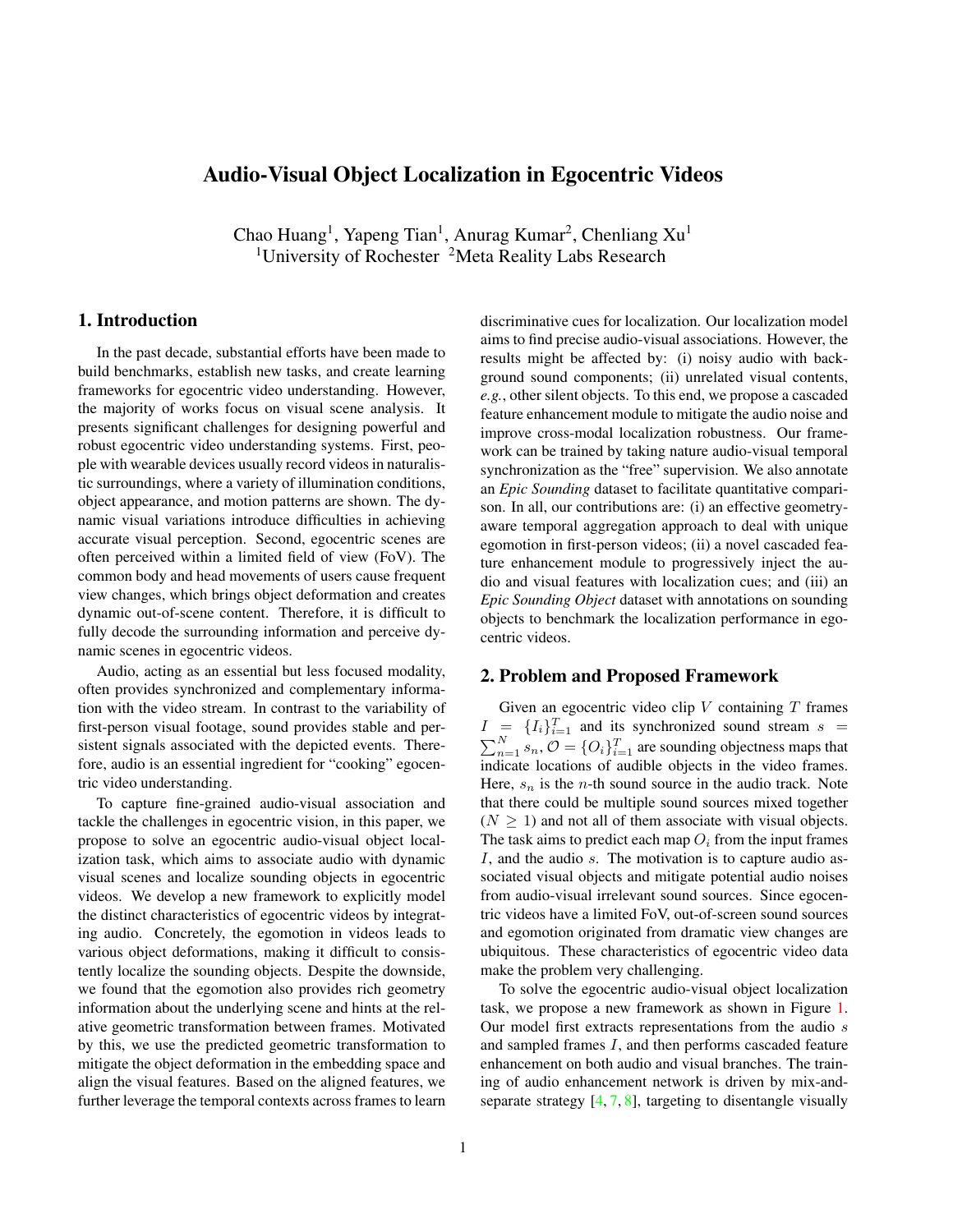# Audio-Visual Object Localization in Egocentric Videos

Chao Huang[1], Yapeng Tian[1], Anurag Kumar[2], Chenliang Xu[1]
[1]University of Rochester [2]Meta Reality Labs Research

## 1. Introduction

In the past decade, substantial efforts have been made to build benchmarks, establish new tasks, and create learning frameworks for egocentric video understanding. However, the majority of works focus on visual scene analysis. It presents significant challenges for designing powerful and robust egocentric video understanding systems. First, people with wearable devices usually record videos in naturalistic surroundings, where a variety of illumination conditions, object appearance, and motion patterns are shown. The dynamic visual variations introduce difficulties in achieving accurate visual perception. Second, egocentric scenes are often perceived within a limited field of view (FoV). The common body and head movements of users cause frequent view changes, which brings object deformation and creates dynamic out-of-scene content. Therefore, it is difficult to fully decode the surrounding information and perceive dynamic scenes in egocentric videos.

Audio, acting as an essential but less focused modality, often provides synchronized and complementary information with the video stream. In contrast to the variability of first-person visual footage, sound provides stable and persistent signals associated with the depicted events. Therefore, audio is an essential ingredient for "cooking" egocentric video understanding.

To capture fine-grained audio-visual association and tackle the challenges in egocentric vision, in this paper, we propose to solve an egocentric audio-visual object localization task, which aims to associate audio with dynamic visual scenes and localize sounding objects in egocentric videos. We develop a new framework to explicitly model the distinct characteristics of egocentric videos by integrating audio. Concretely, the egomotion in videos leads to various object deformations, making it difficult to consistently localize the sounding objects. Despite the downside, we found that the egomotion also provides rich geometry information about the underlying scene and hints at the relative geometric transformation between frames. Motivated by this, we use the predicted geometric transformation to mitigate the object deformation in the embedding space and align the visual features. Based on the aligned features, we further leverage the temporal contexts across frames to learn discriminative cues for localization. Our localization model aims to find precise audio-visual associations. However, the results might be affected by: (i) noisy audio with background sound components; (ii) unrelated visual contents, *e.g.*, other silent objects. To this end, we propose a cascaded feature enhancement module to mitigate the audio noise and improve cross-modal localization robustness. Our framework can be trained by taking nature audio-visual temporal synchronization as the "free" supervision. We also annotate an *Epic Sounding* dataset to facilitate quantitative comparison. In all, our contributions are: (i) an effective geometry-aware temporal aggregation approach to deal with unique egomotion in first-person videos; (ii) a novel cascaded feature enhancement module to progressively inject the audio and visual features with localization cues; and (iii) an *Epic Sounding Object* dataset with annotations on sounding objects to benchmark the localization performance in egocentric videos.

## 2. Problem and Proposed Framework

Given an egocentric video clip $V$ containing $T$ frames $I = \{I_i\}_{i=1}^{T}$ and its synchronized sound stream $s = \sum_{n=1}^{N} s_n$, $\mathcal{O} = \{O_i\}_{i=1}^{T}$ are sounding objectness maps that indicate locations of audible objects in the video frames. Here, $s_n$ is the $n$-th sound source in the audio track. Note that there could be multiple sound sources mixed together ($N \geq 1$) and not all of them associate with visual objects. The task aims to predict each map $O_i$ from the input frames $I$, and the audio $s$. The motivation is to capture audio associated visual objects and mitigate potential audio noises from audio-visual irrelevant sound sources. Since egocentric videos have a limited FoV, out-of-screen sound sources and egomotion originated from dramatic view changes are ubiquitous. These characteristics of egocentric video data make the problem very challenging.

To solve the egocentric audio-visual object localization task, we propose a new framework as shown in Figure 1. Our model first extracts representations from the audio $s$ and sampled frames $I$, and then performs cascaded feature enhancement on both audio and visual branches. The training of audio enhancement network is driven by mix-and-separate strategy [4, 7, 8], targeting to disentangle visually